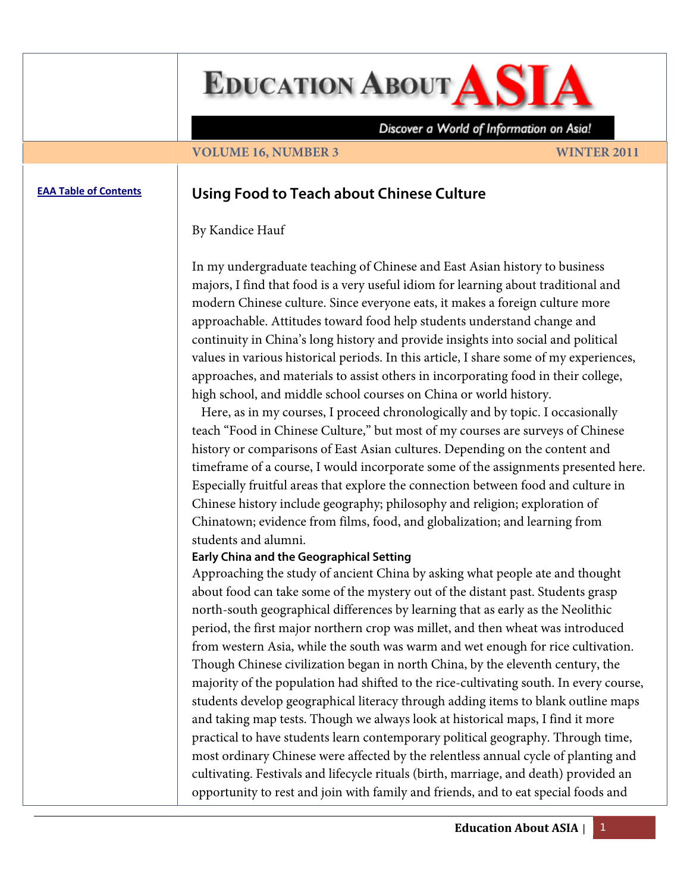# Using Food to Teach about Chinese Culture

By Kandice Hauf

In my undergraduate teaching of Chinese and East Asian history to business majors, I find that food is a very useful idiom for learning about traditional and modern Chinese culture. Since everyone eats, it makes a foreign culture more approachable. Attitudes toward food help students understand change and continuity in China's long history and provide insights into social and political values in various historical periods. In this article, I share some of my experiences, approaches, and materials to assist others in incorporating food in their college, high school, and middle school courses on China or world history.

Here, as in my courses, I proceed chronologically and by topic. I occasionally teach "Food in Chinese Culture," but most of my courses are surveys of Chinese history or comparisons of East Asian cultures. Depending on the content and timeframe of a course, I would incorporate some of the assignments presented here. Especially fruitful areas that explore the connection between food and culture in Chinese history include geography; philosophy and religion; exploration of Chinatown; evidence from films, food, and globalization; and learning from students and alumni.

## Early China and the Geographical Setting

Approaching the study of ancient China by asking what people ate and thought about food can take some of the mystery out of the distant past. Students grasp north-south geographical differences by learning that as early as the Neolithic period, the first major northern crop was millet, and then wheat was introduced from western Asia, while the south was warm and wet enough for rice cultivation. Though Chinese civilization began in north China, by the eleventh century, the majority of the population had shifted to the rice-cultivating south. In every course, students develop geographical literacy through adding items to blank outline maps and taking map tests. Though we always look at historical maps, I find it more practical to have students learn contemporary political geography. Through time, most ordinary Chinese were affected by the relentless annual cycle of planting and cultivating. Festivals and lifecycle rituals (birth, marriage, and death) provided an opportunity to rest and join with family and friends, and to eat special foods and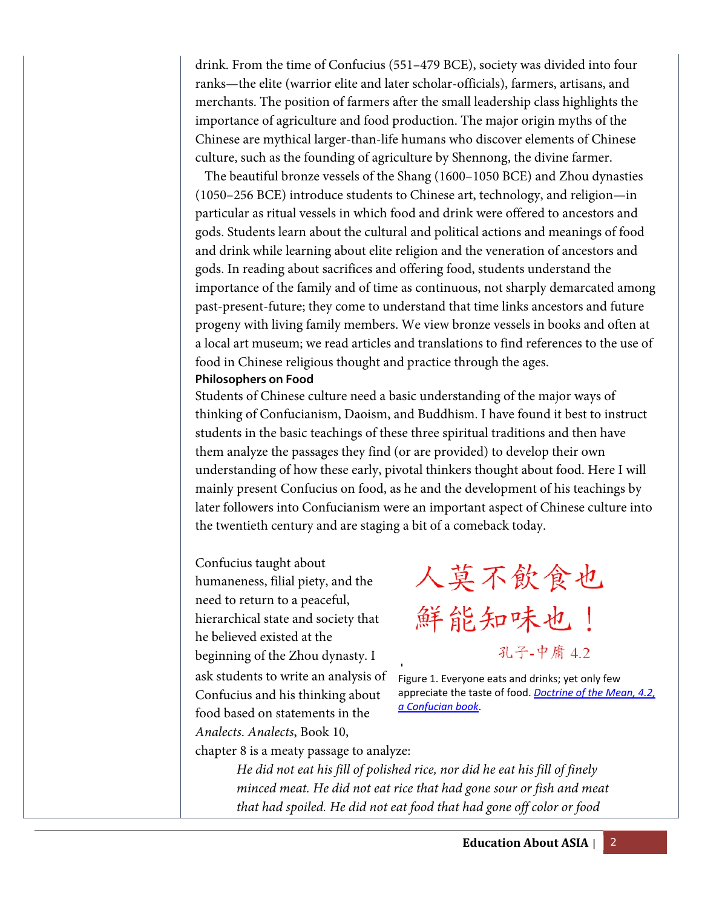drink. From the time of Confucius (551–479 BCE), society was divided into four ranks—the elite (warrior elite and later scholar-officials), farmers, artisans, and merchants. The position of farmers after the small leadership class highlights the importance of agriculture and food production. The major origin myths of the Chinese are mythical larger-than-life humans who discover elements of Chinese culture, such as the founding of agriculture by Shennong, the divine farmer.

The beautiful bronze vessels of the Shang (1600–1050 BCE) and Zhou dynasties (1050–256 BCE) introduce students to Chinese art, technology, and religion—in particular as ritual vessels in which food and drink were offered to ancestors and gods. Students learn about the cultural and political actions and meanings of food and drink while learning about elite religion and the veneration of ancestors and gods. In reading about sacrifices and offering food, students understand the importance of the family and of time as continuous, not sharply demarcated among past-present-future; they come to understand that time links ancestors and future progeny with living family members. We view bronze vessels in books and often at a local art museum; we read articles and translations to find references to the use of food in Chinese religious thought and practice through the ages.

**Philosophers on Food**

Students of Chinese culture need a basic understanding of the major ways of thinking of Confucianism, Daoism, and Buddhism. I have found it best to instruct students in the basic teachings of these three spiritual traditions and then have them analyze the passages they find (or are provided) to develop their own understanding of how these early, pivotal thinkers thought about food. Here I will mainly present Confucius on food, as he and the development of his teachings by later followers into Confucianism were an important aspect of Chinese culture into the twentieth century and are staging a bit of a comeback today.

人莫不飲食也
鮮能知味也！
孔子-中庸 4.2

Figure 1. Everyone eats and drinks; yet only few appreciate the taste of food. [Doctrine of the Mean, 4.2, a Confucian book](#).

Confucius taught about humaneness, filial piety, and the need to return to a peaceful, hierarchical state and society that he believed existed at the beginning of the Zhou dynasty. I ask students to write an analysis of Confucius and his thinking about food based on statements in the *Analects*. *Analects*, Book 10, chapter 8 is a meaty passage to analyze:

> *He did not eat his fill of polished rice, nor did he eat his fill of finely minced meat. He did not eat rice that had gone sour or fish and meat that had spoiled. He did not eat food that had gone off color or food*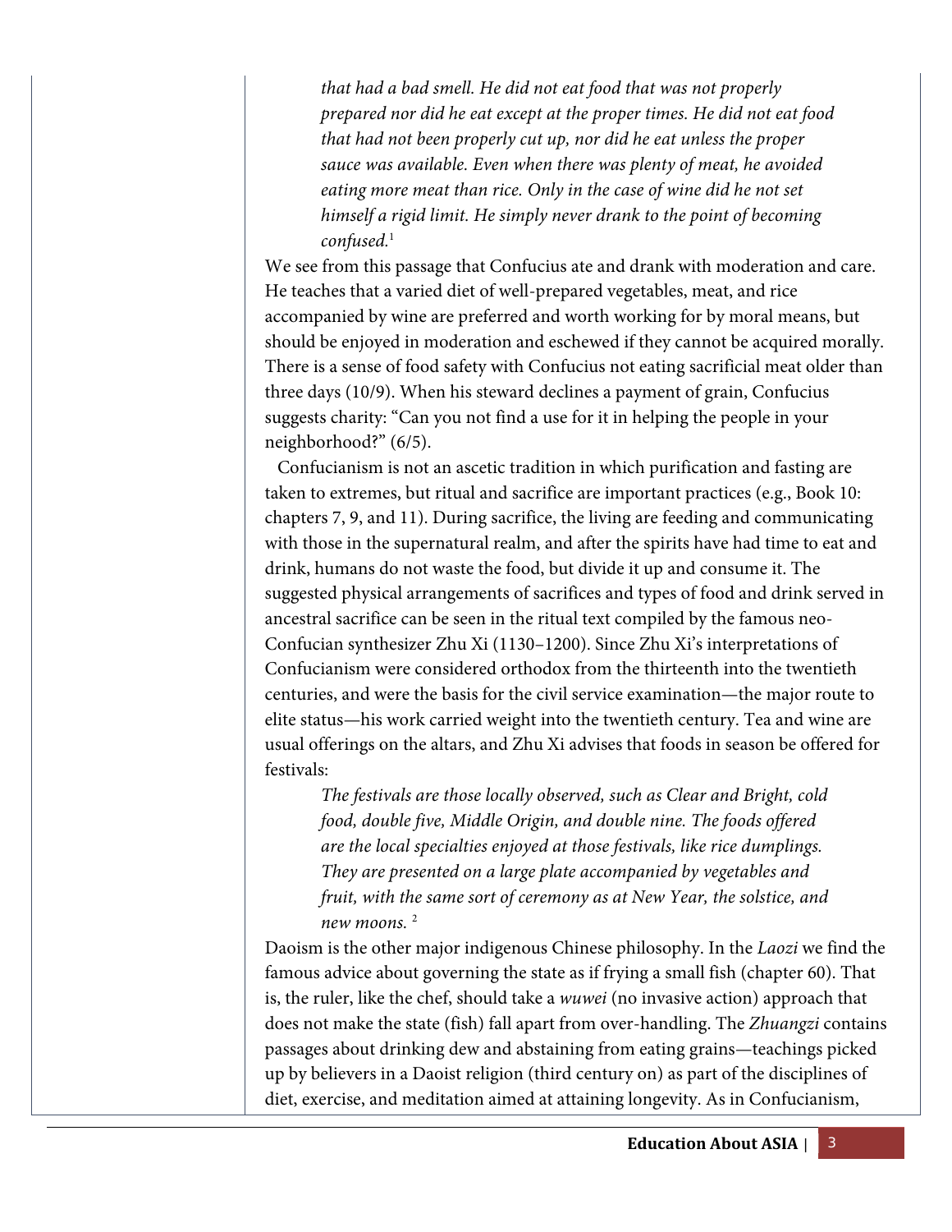> *that had a bad smell. He did not eat food that was not properly prepared nor did he eat except at the proper times. He did not eat food that had not been properly cut up, nor did he eat unless the proper sauce was available. Even when there was plenty of meat, he avoided eating more meat than rice. Only in the case of wine did he not set himself a rigid limit. He simply never drank to the point of becoming confused.*[1]

We see from this passage that Confucius ate and drank with moderation and care. He teaches that a varied diet of well-prepared vegetables, meat, and rice accompanied by wine are preferred and worth working for by moral means, but should be enjoyed in moderation and eschewed if they cannot be acquired morally. There is a sense of food safety with Confucius not eating sacrificial meat older than three days (10/9). When his steward declines a payment of grain, Confucius suggests charity: "Can you not find a use for it in helping the people in your neighborhood?" (6/5).

Confucianism is not an ascetic tradition in which purification and fasting are taken to extremes, but ritual and sacrifice are important practices (e.g., Book 10: chapters 7, 9, and 11). During sacrifice, the living are feeding and communicating with those in the supernatural realm, and after the spirits have had time to eat and drink, humans do not waste the food, but divide it up and consume it. The suggested physical arrangements of sacrifices and types of food and drink served in ancestral sacrifice can be seen in the ritual text compiled by the famous neo-Confucian synthesizer Zhu Xi (1130–1200). Since Zhu Xi's interpretations of Confucianism were considered orthodox from the thirteenth into the twentieth centuries, and were the basis for the civil service examination—the major route to elite status—his work carried weight into the twentieth century. Tea and wine are usual offerings on the altars, and Zhu Xi advises that foods in season be offered for festivals:

> *The festivals are those locally observed, such as Clear and Bright, cold food, double five, Middle Origin, and double nine. The foods offered are the local specialties enjoyed at those festivals, like rice dumplings. They are presented on a large plate accompanied by vegetables and fruit, with the same sort of ceremony as at New Year, the solstice, and new moons.* [2]

Daoism is the other major indigenous Chinese philosophy. In the *Laozi* we find the famous advice about governing the state as if frying a small fish (chapter 60). That is, the ruler, like the chef, should take a *wuwei* (no invasive action) approach that does not make the state (fish) fall apart from over-handling. The *Zhuangzi* contains passages about drinking dew and abstaining from eating grains—teachings picked up by believers in a Daoist religion (third century on) as part of the disciplines of diet, exercise, and meditation aimed at attaining longevity. As in Confucianism,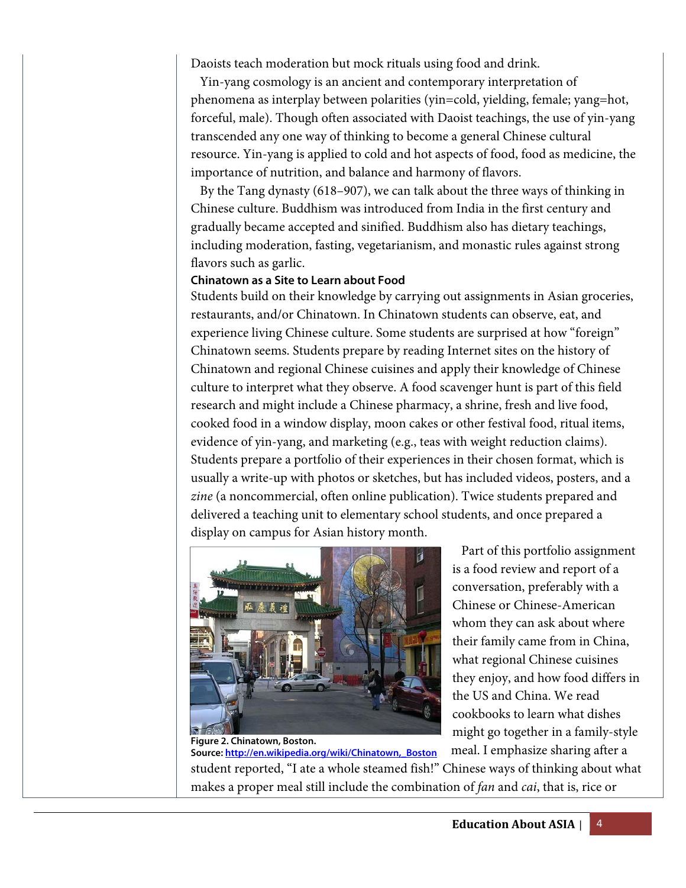Daoists teach moderation but mock rituals using food and drink.

Yin-yang cosmology is an ancient and contemporary interpretation of phenomena as interplay between polarities (yin=cold, yielding, female; yang=hot, forceful, male). Though often associated with Daoist teachings, the use of yin-yang transcended any one way of thinking to become a general Chinese cultural resource. Yin-yang is applied to cold and hot aspects of food, food as medicine, the importance of nutrition, and balance and harmony of flavors.

By the Tang dynasty (618–907), we can talk about the three ways of thinking in Chinese culture. Buddhism was introduced from India in the first century and gradually became accepted and sinified. Buddhism also has dietary teachings, including moderation, fasting, vegetarianism, and monastic rules against strong flavors such as garlic.

### Chinatown as a Site to Learn about Food

Students build on their knowledge by carrying out assignments in Asian groceries, restaurants, and/or Chinatown. In Chinatown students can observe, eat, and experience living Chinese culture. Some students are surprised at how "foreign" Chinatown seems. Students prepare by reading Internet sites on the history of Chinatown and regional Chinese cuisines and apply their knowledge of Chinese culture to interpret what they observe. A food scavenger hunt is part of this field research and might include a Chinese pharmacy, a shrine, fresh and live food, cooked food in a window display, moon cakes or other festival food, ritual items, evidence of yin-yang, and marketing (e.g., teas with weight reduction claims). Students prepare a portfolio of their experiences in their chosen format, which is usually a write-up with photos or sketches, but has included videos, posters, and a *zine* (a noncommercial, often online publication). Twice students prepared and delivered a teaching unit to elementary school students, and once prepared a display on campus for Asian history month.

**Figure 2. Chinatown, Boston.**
**Source:** [http://en.wikipedia.org/wiki/Chinatown,_Boston](http://en.wikipedia.org/wiki/Chinatown,_Boston)

Part of this portfolio assignment is a food review and report of a conversation, preferably with a Chinese or Chinese-American whom they can ask about where their family came from in China, what regional Chinese cuisines they enjoy, and how food differs in the US and China. We read cookbooks to learn what dishes might go together in a family-style meal. I emphasize sharing after a student reported, "I ate a whole steamed fish!" Chinese ways of thinking about what makes a proper meal still include the combination of *fan* and *cai*, that is, rice or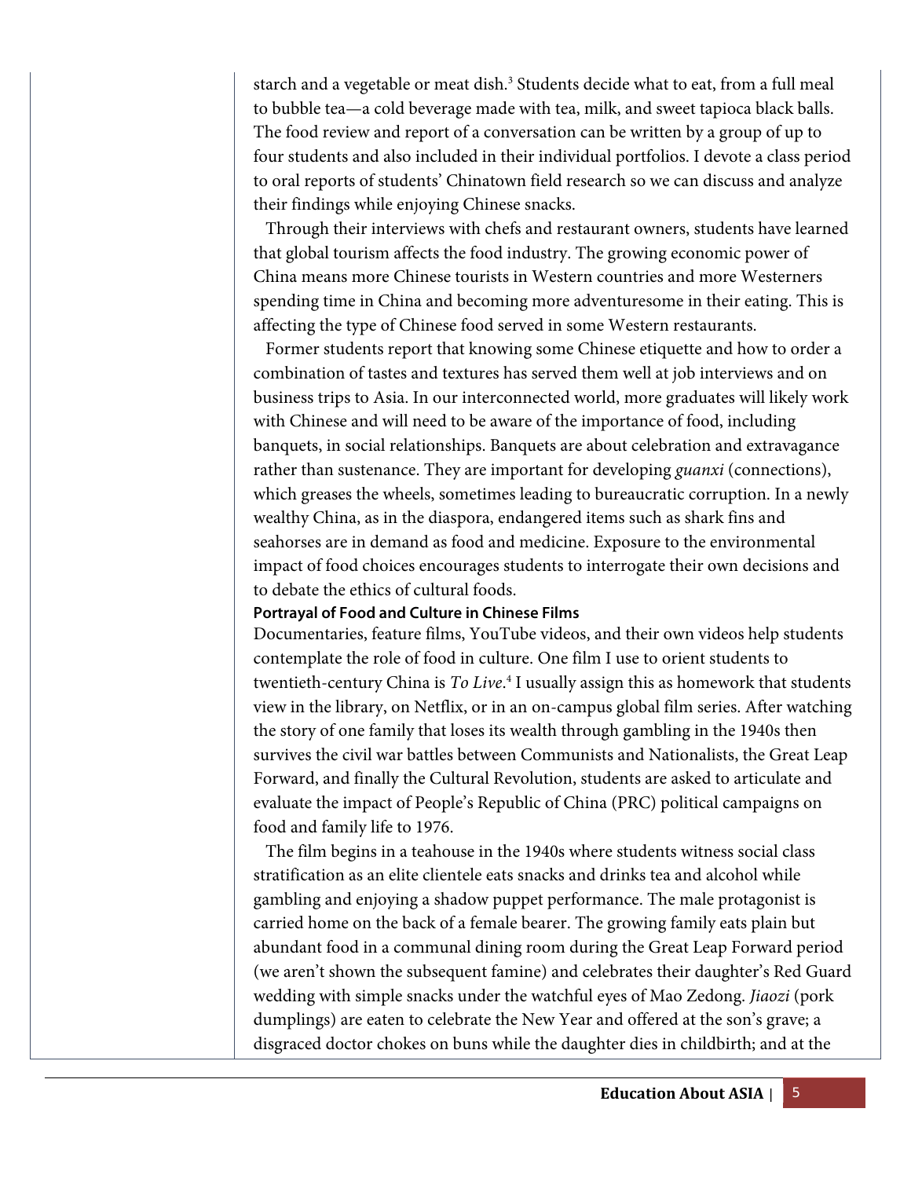starch and a vegetable or meat dish.[3] Students decide what to eat, from a full meal to bubble tea—a cold beverage made with tea, milk, and sweet tapioca black balls. The food review and report of a conversation can be written by a group of up to four students and also included in their individual portfolios. I devote a class period to oral reports of students' Chinatown field research so we can discuss and analyze their findings while enjoying Chinese snacks.

Through their interviews with chefs and restaurant owners, students have learned that global tourism affects the food industry. The growing economic power of China means more Chinese tourists in Western countries and more Westerners spending time in China and becoming more adventuresome in their eating. This is affecting the type of Chinese food served in some Western restaurants.

Former students report that knowing some Chinese etiquette and how to order a combination of tastes and textures has served them well at job interviews and on business trips to Asia. In our interconnected world, more graduates will likely work with Chinese and will need to be aware of the importance of food, including banquets, in social relationships. Banquets are about celebration and extravagance rather than sustenance. They are important for developing *guanxi* (connections), which greases the wheels, sometimes leading to bureaucratic corruption. In a newly wealthy China, as in the diaspora, endangered items such as shark fins and seahorses are in demand as food and medicine. Exposure to the environmental impact of food choices encourages students to interrogate their own decisions and to debate the ethics of cultural foods.

### Portrayal of Food and Culture in Chinese Films

Documentaries, feature films, YouTube videos, and their own videos help students contemplate the role of food in culture. One film I use to orient students to twentieth-century China is *To Live*.[4] I usually assign this as homework that students view in the library, on Netflix, or in an on-campus global film series. After watching the story of one family that loses its wealth through gambling in the 1940s then survives the civil war battles between Communists and Nationalists, the Great Leap Forward, and finally the Cultural Revolution, students are asked to articulate and evaluate the impact of People's Republic of China (PRC) political campaigns on food and family life to 1976.

The film begins in a teahouse in the 1940s where students witness social class stratification as an elite clientele eats snacks and drinks tea and alcohol while gambling and enjoying a shadow puppet performance. The male protagonist is carried home on the back of a female bearer. The growing family eats plain but abundant food in a communal dining room during the Great Leap Forward period (we aren't shown the subsequent famine) and celebrates their daughter's Red Guard wedding with simple snacks under the watchful eyes of Mao Zedong. *Jiaozi* (pork dumplings) are eaten to celebrate the New Year and offered at the son's grave; a disgraced doctor chokes on buns while the daughter dies in childbirth; and at the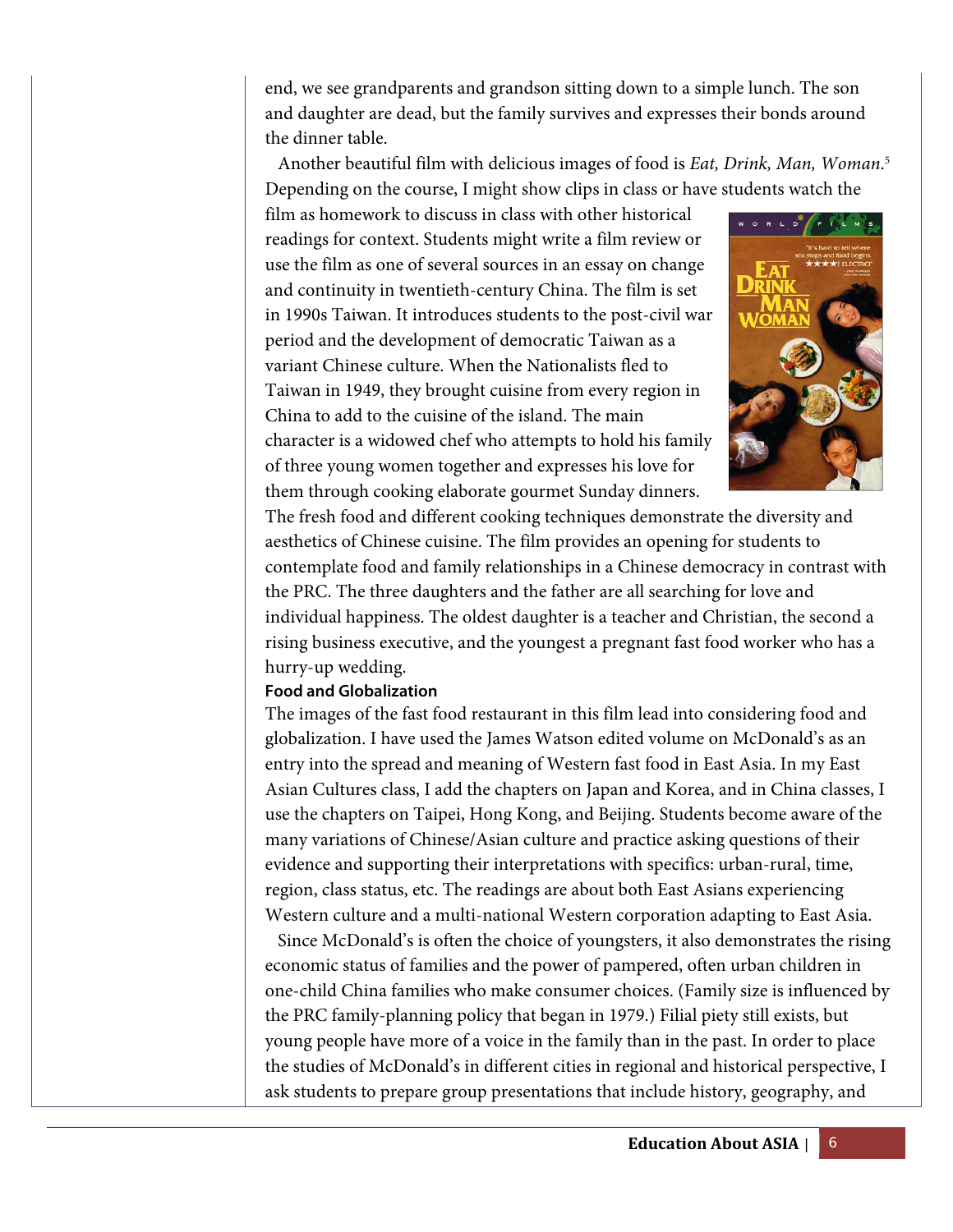end, we see grandparents and grandson sitting down to a simple lunch. The son and daughter are dead, but the family survives and expresses their bonds around the dinner table.

Another beautiful film with delicious images of food is *Eat, Drink, Man, Woman*.[5] Depending on the course, I might show clips in class or have students watch the film as homework to discuss in class with other historical readings for context. Students might write a film review or use the film as one of several sources in an essay on change and continuity in twentieth-century China. The film is set in 1990s Taiwan. It introduces students to the post-civil war period and the development of democratic Taiwan as a variant Chinese culture. When the Nationalists fled to Taiwan in 1949, they brought cuisine from every region in China to add to the cuisine of the island. The main character is a widowed chef who attempts to hold his family of three young women together and expresses his love for them through cooking elaborate gourmet Sunday dinners. The fresh food and different cooking techniques demonstrate the diversity and aesthetics of Chinese cuisine. The film provides an opening for students to contemplate food and family relationships in a Chinese democracy in contrast with the PRC. The three daughters and the father are all searching for love and individual happiness. The oldest daughter is a teacher and Christian, the second a rising business executive, and the youngest a pregnant fast food worker who has a hurry-up wedding.

**Food and Globalization**

The images of the fast food restaurant in this film lead into considering food and globalization. I have used the James Watson edited volume on McDonald's as an entry into the spread and meaning of Western fast food in East Asia. In my East Asian Cultures class, I add the chapters on Japan and Korea, and in China classes, I use the chapters on Taipei, Hong Kong, and Beijing. Students become aware of the many variations of Chinese/Asian culture and practice asking questions of their evidence and supporting their interpretations with specifics: urban-rural, time, region, class status, etc. The readings are about both East Asians experiencing Western culture and a multi-national Western corporation adapting to East Asia.

Since McDonald's is often the choice of youngsters, it also demonstrates the rising economic status of families and the power of pampered, often urban children in one-child China families who make consumer choices. (Family size is influenced by the PRC family-planning policy that began in 1979.) Filial piety still exists, but young people have more of a voice in the family than in the past. In order to place the studies of McDonald's in different cities in regional and historical perspective, I ask students to prepare group presentations that include history, geography, and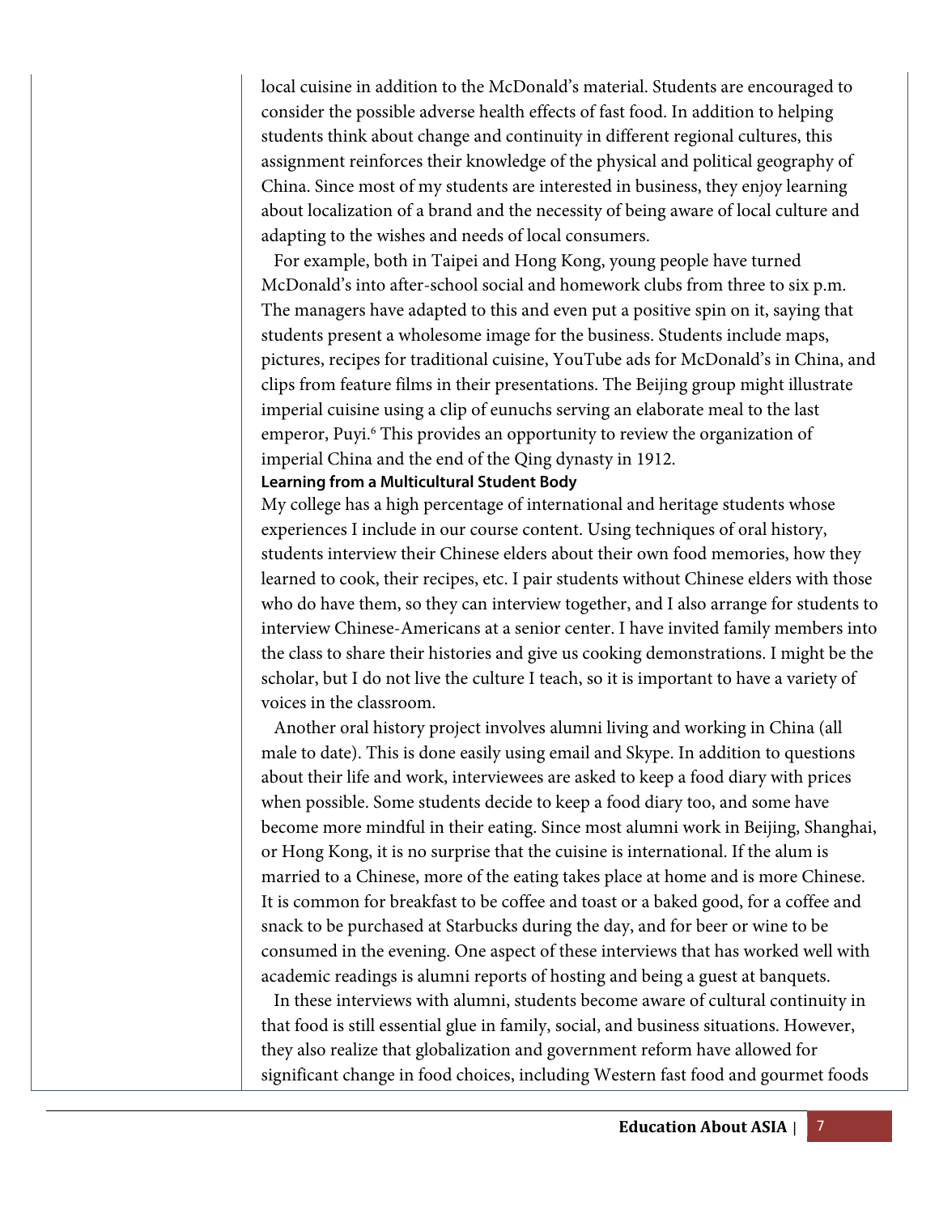local cuisine in addition to the McDonald's material. Students are encouraged to consider the possible adverse health effects of fast food. In addition to helping students think about change and continuity in different regional cultures, this assignment reinforces their knowledge of the physical and political geography of China. Since most of my students are interested in business, they enjoy learning about localization of a brand and the necessity of being aware of local culture and adapting to the wishes and needs of local consumers.

For example, both in Taipei and Hong Kong, young people have turned McDonald's into after-school social and homework clubs from three to six p.m. The managers have adapted to this and even put a positive spin on it, saying that students present a wholesome image for the business. Students include maps, pictures, recipes for traditional cuisine, YouTube ads for McDonald's in China, and clips from feature films in their presentations. The Beijing group might illustrate imperial cuisine using a clip of eunuchs serving an elaborate meal to the last emperor, Puyi.[6] This provides an opportunity to review the organization of imperial China and the end of the Qing dynasty in 1912.

**Learning from a Multicultural Student Body**

My college has a high percentage of international and heritage students whose experiences I include in our course content. Using techniques of oral history, students interview their Chinese elders about their own food memories, how they learned to cook, their recipes, etc. I pair students without Chinese elders with those who do have them, so they can interview together, and I also arrange for students to interview Chinese-Americans at a senior center. I have invited family members into the class to share their histories and give us cooking demonstrations. I might be the scholar, but I do not live the culture I teach, so it is important to have a variety of voices in the classroom.

Another oral history project involves alumni living and working in China (all male to date). This is done easily using email and Skype. In addition to questions about their life and work, interviewees are asked to keep a food diary with prices when possible. Some students decide to keep a food diary too, and some have become more mindful in their eating. Since most alumni work in Beijing, Shanghai, or Hong Kong, it is no surprise that the cuisine is international. If the alum is married to a Chinese, more of the eating takes place at home and is more Chinese. It is common for breakfast to be coffee and toast or a baked good, for a coffee and snack to be purchased at Starbucks during the day, and for beer or wine to be consumed in the evening. One aspect of these interviews that has worked well with academic readings is alumni reports of hosting and being a guest at banquets.

In these interviews with alumni, students become aware of cultural continuity in that food is still essential glue in family, social, and business situations. However, they also realize that globalization and government reform have allowed for significant change in food choices, including Western fast food and gourmet foods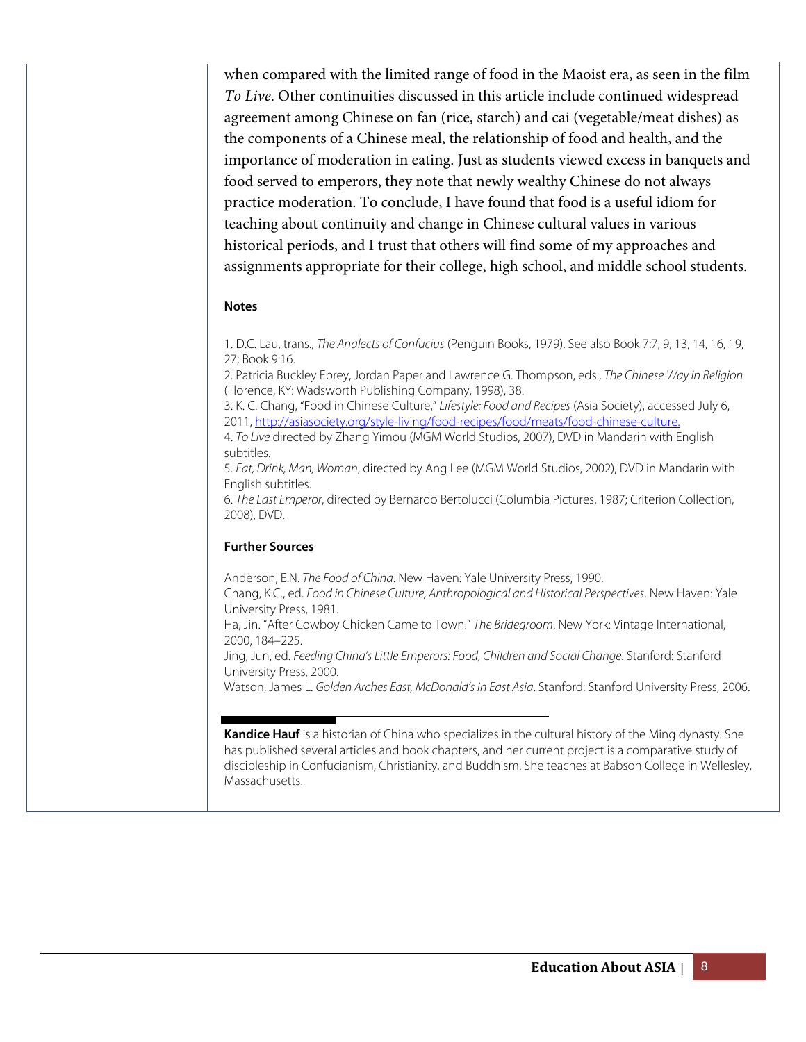when compared with the limited range of food in the Maoist era, as seen in the film *To Live*. Other continuities discussed in this article include continued widespread agreement among Chinese on fan (rice, starch) and cai (vegetable/meat dishes) as the components of a Chinese meal, the relationship of food and health, and the importance of moderation in eating. Just as students viewed excess in banquets and food served to emperors, they note that newly wealthy Chinese do not always practice moderation. To conclude, I have found that food is a useful idiom for teaching about continuity and change in Chinese cultural values in various historical periods, and I trust that others will find some of my approaches and assignments appropriate for their college, high school, and middle school students.

### Notes

1. D.C. Lau, trans., *The Analects of Confucius* (Penguin Books, 1979). See also Book 7:7, 9, 13, 14, 16, 19, 27; Book 9:16.
2. Patricia Buckley Ebrey, Jordan Paper and Lawrence G. Thompson, eds., *The Chinese Way in Religion* (Florence, KY: Wadsworth Publishing Company, 1998), 38.
3. K. C. Chang, "Food in Chinese Culture," *Lifestyle: Food and Recipes* (Asia Society), accessed July 6, 2011, http://asiasociety.org/style-living/food-recipes/food/meats/food-chinese-culture.
4. *To Live* directed by Zhang Yimou (MGM World Studios, 2007), DVD in Mandarin with English subtitles.
5. *Eat, Drink, Man, Woman*, directed by Ang Lee (MGM World Studios, 2002), DVD in Mandarin with English subtitles.
6. *The Last Emperor*, directed by Bernardo Bertolucci (Columbia Pictures, 1987; Criterion Collection, 2008), DVD.

### Further Sources

Anderson, E.N. *The Food of China*. New Haven: Yale University Press, 1990.
Chang, K.C., ed. *Food in Chinese Culture, Anthropological and Historical Perspectives*. New Haven: Yale University Press, 1981.
Ha, Jin. "After Cowboy Chicken Came to Town." *The Bridegroom*. New York: Vintage International, 2000, 184–225.
Jing, Jun, ed. *Feeding China's Little Emperors: Food, Children and Social Change*. Stanford: Stanford University Press, 2000.
Watson, James L. *Golden Arches East, McDonald's in East Asia*. Stanford: Stanford University Press, 2006.

---

**Kandice Hauf** is a historian of China who specializes in the cultural history of the Ming dynasty. She has published several articles and book chapters, and her current project is a comparative study of discipleship in Confucianism, Christianity, and Buddhism. She teaches at Babson College in Wellesley, Massachusetts.